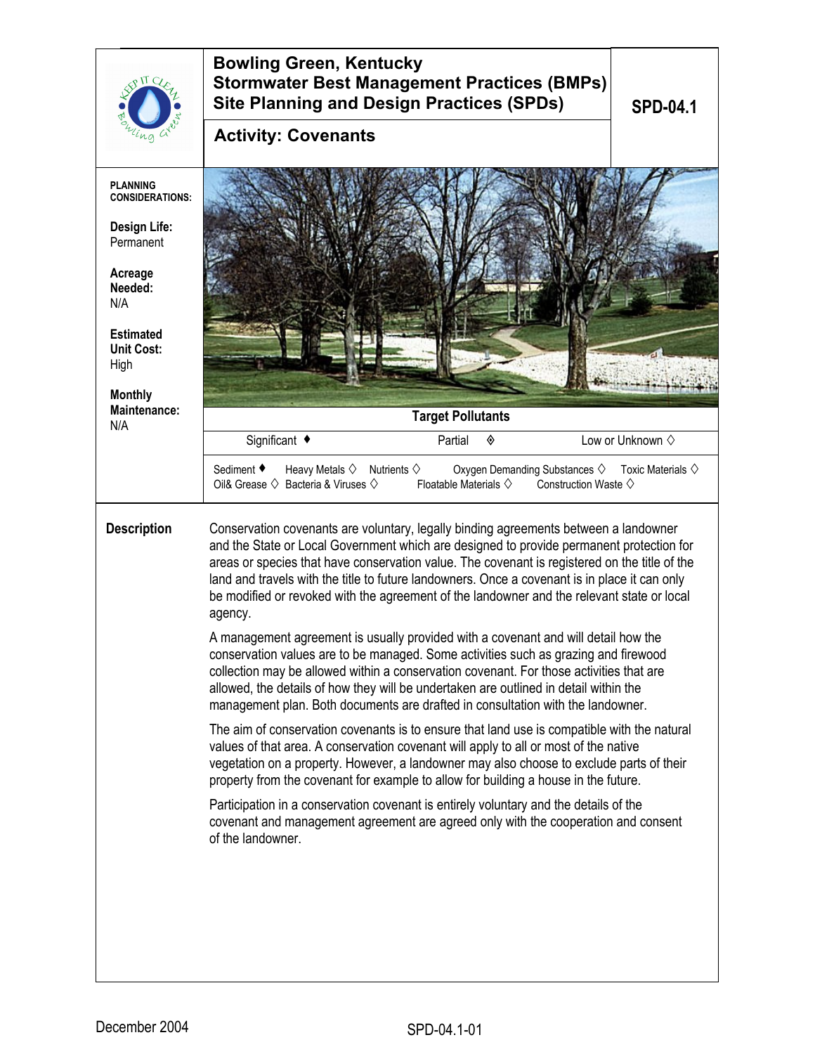# Bowling Green, Kentucky
## Stormwater Best Management Practices (BMPs)
## Site Planning and Design Practices (SPDs)

**SPD-04.1**

### Activity: Covenants

**PLANNING CONSIDERATIONS:**

**Design Life:** Permanent

**Acreage Needed:** N/A

**Estimated Unit Cost:** High

**Monthly Maintenance:** N/A

**Target Pollutants**

Significant ♦ Partial ◈ Low or Unknown ◊

Sediment ♦ Heavy Metals ◊ Nutrients ◊ Oxygen Demanding Substances ◊ Toxic Materials ◊
Oil& Grease ◊ Bacteria & Viruses ◊ Floatable Materials ◊ Construction Waste ◊

**Description**

Conservation covenants are voluntary, legally binding agreements between a landowner and the State or Local Government which are designed to provide permanent protection for areas or species that have conservation value. The covenant is registered on the title of the land and travels with the title to future landowners. Once a covenant is in place it can only be modified or revoked with the agreement of the landowner and the relevant state or local agency.

A management agreement is usually provided with a covenant and will detail how the conservation values are to be managed. Some activities such as grazing and firewood collection may be allowed within a conservation covenant. For those activities that are allowed, the details of how they will be undertaken are outlined in detail within the management plan. Both documents are drafted in consultation with the landowner.

The aim of conservation covenants is to ensure that land use is compatible with the natural values of that area. A conservation covenant will apply to all or most of the native vegetation on a property. However, a landowner may also choose to exclude parts of their property from the covenant for example to allow for building a house in the future.

Participation in a conservation covenant is entirely voluntary and the details of the covenant and management agreement are agreed only with the cooperation and consent of the landowner.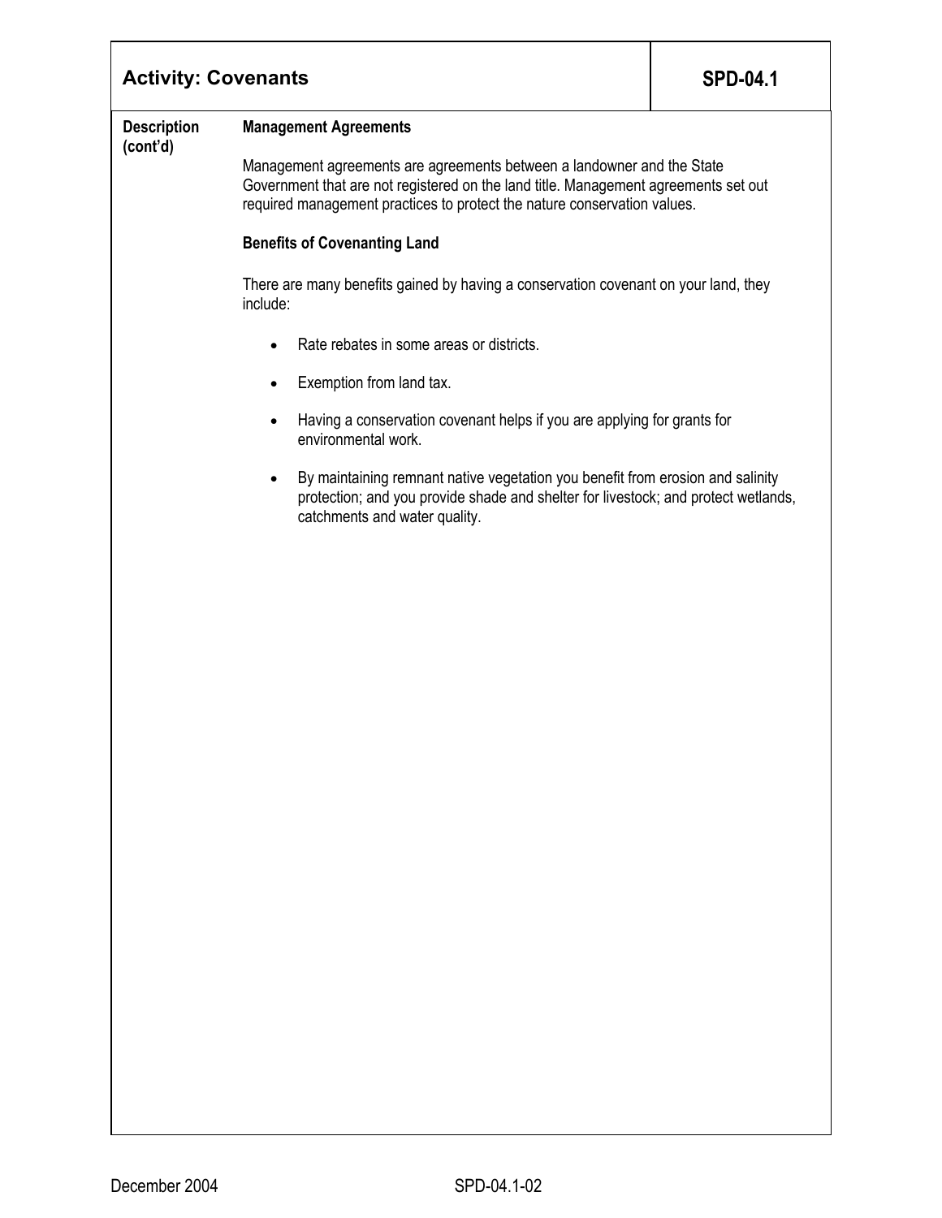## Activity: Covenants

**SPD-04.1**

**Description (cont'd)**

**Management Agreements**

Management agreements are agreements between a landowner and the State Government that are not registered on the land title. Management agreements set out required management practices to protect the nature conservation values.

**Benefits of Covenanting Land**

There are many benefits gained by having a conservation covenant on your land, they include:

- Rate rebates in some areas or districts.
- Exemption from land tax.
- Having a conservation covenant helps if you are applying for grants for environmental work.
- By maintaining remnant native vegetation you benefit from erosion and salinity protection; and you provide shade and shelter for livestock; and protect wetlands, catchments and water quality.